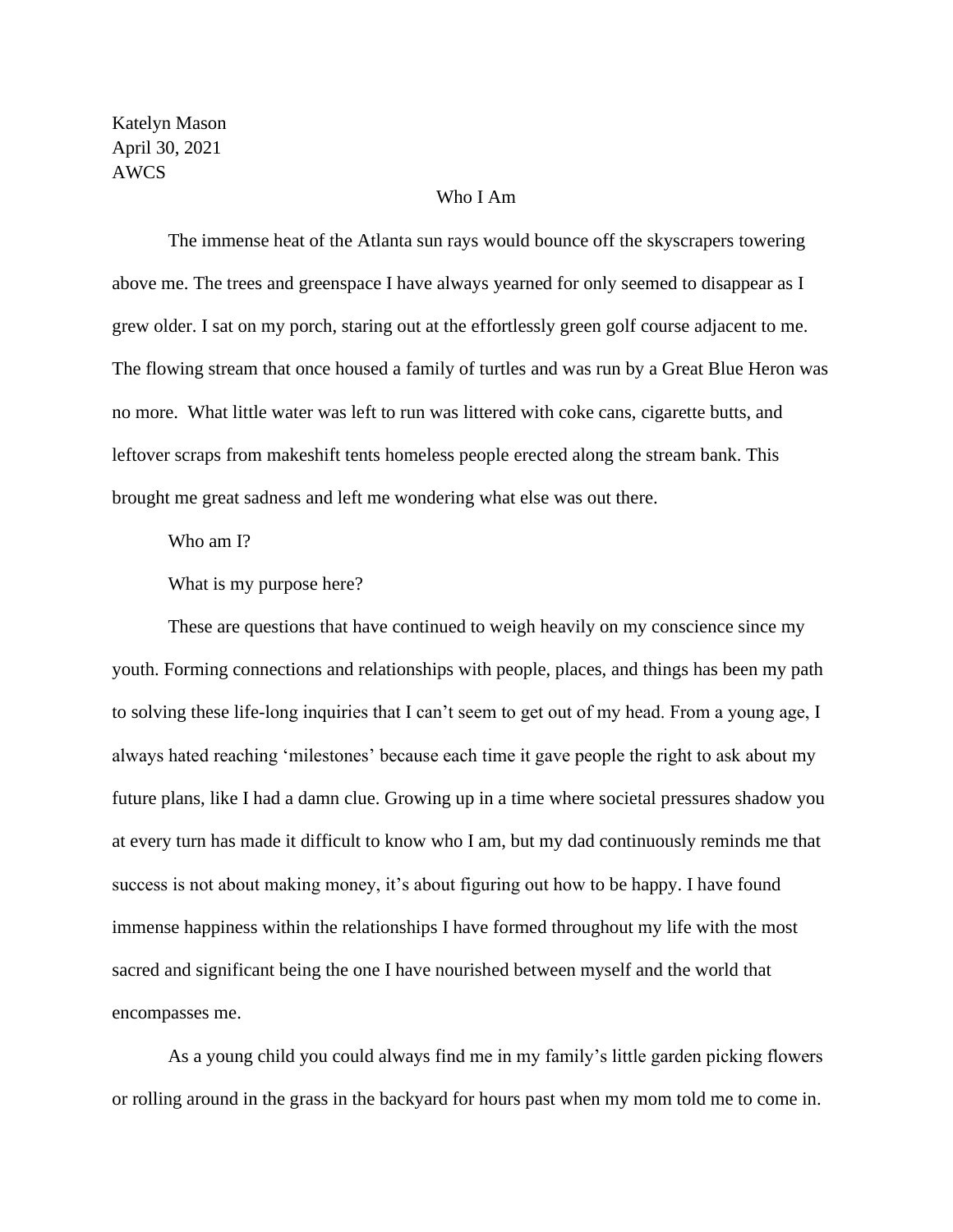Katelyn Mason
April 30, 2021
AWCS

# Who I Am

The immense heat of the Atlanta sun rays would bounce off the skyscrapers towering above me. The trees and greenspace I have always yearned for only seemed to disappear as I grew older. I sat on my porch, staring out at the effortlessly green golf course adjacent to me. The flowing stream that once housed a family of turtles and was run by a Great Blue Heron was no more.  What little water was left to run was littered with coke cans, cigarette butts, and leftover scraps from makeshift tents homeless people erected along the stream bank. This brought me great sadness and left me wondering what else was out there.

Who am I?

What is my purpose here?

These are questions that have continued to weigh heavily on my conscience since my youth. Forming connections and relationships with people, places, and things has been my path to solving these life-long inquiries that I can't seem to get out of my head. From a young age, I always hated reaching 'milestones' because each time it gave people the right to ask about my future plans, like I had a damn clue. Growing up in a time where societal pressures shadow you at every turn has made it difficult to know who I am, but my dad continuously reminds me that success is not about making money, it's about figuring out how to be happy. I have found immense happiness within the relationships I have formed throughout my life with the most sacred and significant being the one I have nourished between myself and the world that encompasses me.

As a young child you could always find me in my family's little garden picking flowers or rolling around in the grass in the backyard for hours past when my mom told me to come in.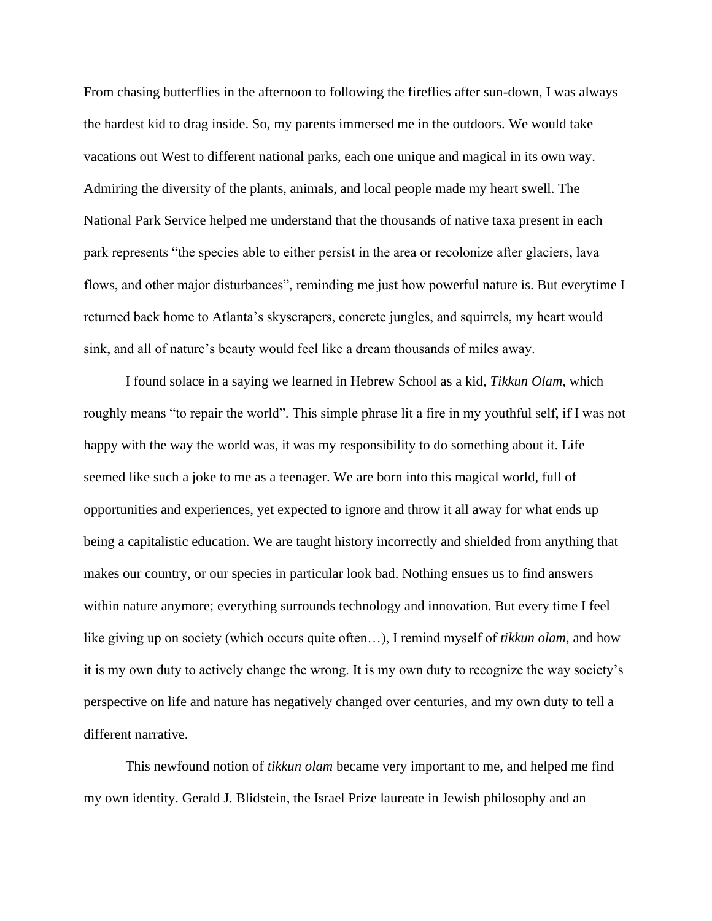From chasing butterflies in the afternoon to following the fireflies after sun-down, I was always the hardest kid to drag inside. So, my parents immersed me in the outdoors. We would take vacations out West to different national parks, each one unique and magical in its own way. Admiring the diversity of the plants, animals, and local people made my heart swell. The National Park Service helped me understand that the thousands of native taxa present in each park represents "the species able to either persist in the area or recolonize after glaciers, lava flows, and other major disturbances", reminding me just how powerful nature is. But everytime I returned back home to Atlanta's skyscrapers, concrete jungles, and squirrels, my heart would sink, and all of nature's beauty would feel like a dream thousands of miles away.

I found solace in a saying we learned in Hebrew School as a kid, *Tikkun Olam*, which roughly means "to repair the world". This simple phrase lit a fire in my youthful self, if I was not happy with the way the world was, it was my responsibility to do something about it. Life seemed like such a joke to me as a teenager. We are born into this magical world, full of opportunities and experiences, yet expected to ignore and throw it all away for what ends up being a capitalistic education. We are taught history incorrectly and shielded from anything that makes our country, or our species in particular look bad. Nothing ensues us to find answers within nature anymore; everything surrounds technology and innovation. But every time I feel like giving up on society (which occurs quite often…), I remind myself of *tikkun olam*, and how it is my own duty to actively change the wrong. It is my own duty to recognize the way society's perspective on life and nature has negatively changed over centuries, and my own duty to tell a different narrative.

This newfound notion of *tikkun olam* became very important to me, and helped me find my own identity. Gerald J. Blidstein, the Israel Prize laureate in Jewish philosophy and an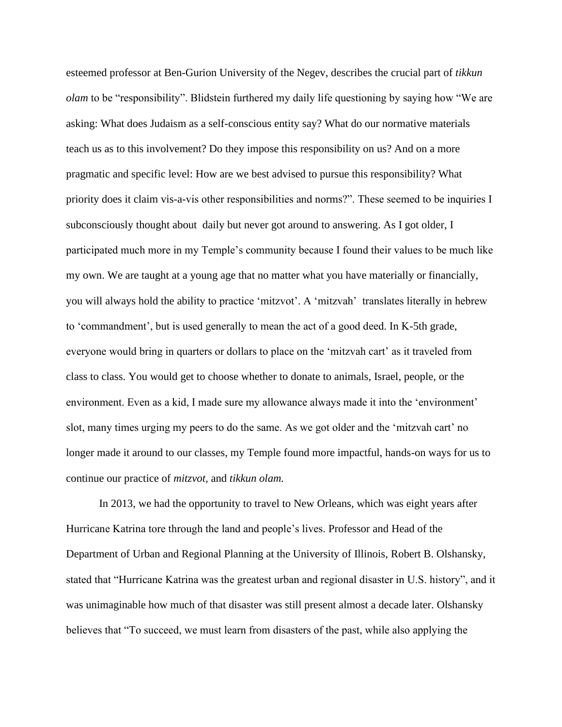esteemed professor at Ben-Gurion University of the Negev, describes the crucial part of *tikkun olam* to be "responsibility". Blidstein furthered my daily life questioning by saying how "We are asking: What does Judaism as a self-conscious entity say? What do our normative materials teach us as to this involvement? Do they impose this responsibility on us? And on a more pragmatic and specific level: How are we best advised to pursue this responsibility? What priority does it claim vis-a-vis other responsibilities and norms?". These seemed to be inquiries I subconsciously thought about daily but never got around to answering. As I got older, I participated much more in my Temple's community because I found their values to be much like my own. We are taught at a young age that no matter what you have materially or financially, you will always hold the ability to practice 'mitzvot'. A 'mitzvah' translates literally in hebrew to 'commandment', but is used generally to mean the act of a good deed. In K-5th grade, everyone would bring in quarters or dollars to place on the 'mitzvah cart' as it traveled from class to class. You would get to choose whether to donate to animals, Israel, people, or the environment. Even as a kid, I made sure my allowance always made it into the 'environment' slot, many times urging my peers to do the same. As we got older and the 'mitzvah cart' no longer made it around to our classes, my Temple found more impactful, hands-on ways for us to continue our practice of *mitzvot,* and *tikkun olam.*

In 2013, we had the opportunity to travel to New Orleans, which was eight years after Hurricane Katrina tore through the land and people's lives. Professor and Head of the Department of Urban and Regional Planning at the University of Illinois, Robert B. Olshansky, stated that "Hurricane Katrina was the greatest urban and regional disaster in U.S. history", and it was unimaginable how much of that disaster was still present almost a decade later. Olshansky believes that "To succeed, we must learn from disasters of the past, while also applying the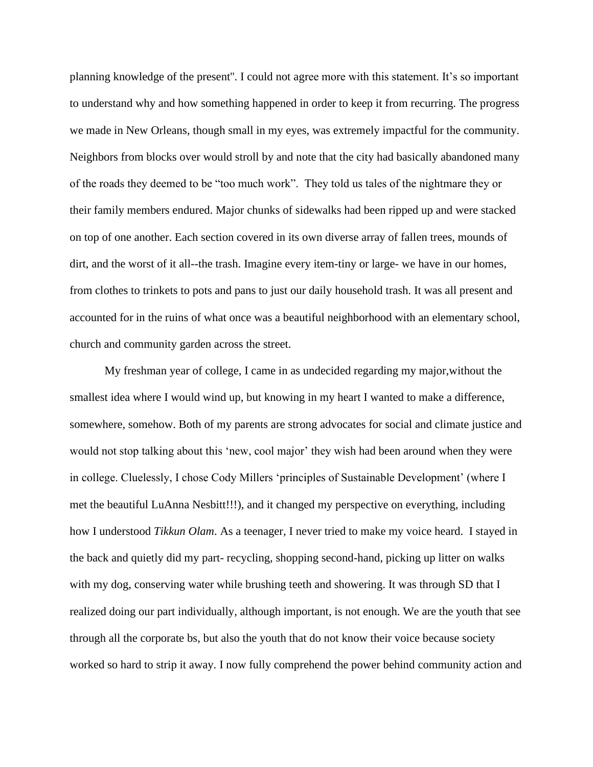planning knowledge of the present". I could not agree more with this statement. It's so important to understand why and how something happened in order to keep it from recurring. The progress we made in New Orleans, though small in my eyes, was extremely impactful for the community. Neighbors from blocks over would stroll by and note that the city had basically abandoned many of the roads they deemed to be "too much work". They told us tales of the nightmare they or their family members endured. Major chunks of sidewalks had been ripped up and were stacked on top of one another. Each section covered in its own diverse array of fallen trees, mounds of dirt, and the worst of it all--the trash. Imagine every item-tiny or large- we have in our homes, from clothes to trinkets to pots and pans to just our daily household trash. It was all present and accounted for in the ruins of what once was a beautiful neighborhood with an elementary school, church and community garden across the street.

My freshman year of college, I came in as undecided regarding my major,without the smallest idea where I would wind up, but knowing in my heart I wanted to make a difference, somewhere, somehow. Both of my parents are strong advocates for social and climate justice and would not stop talking about this 'new, cool major' they wish had been around when they were in college. Cluelessly, I chose Cody Millers 'principles of Sustainable Development' (where I met the beautiful LuAnna Nesbitt!!!), and it changed my perspective on everything, including how I understood *Tikkun Olam*. As a teenager, I never tried to make my voice heard. I stayed in the back and quietly did my part- recycling, shopping second-hand, picking up litter on walks with my dog, conserving water while brushing teeth and showering. It was through SD that I realized doing our part individually, although important, is not enough. We are the youth that see through all the corporate bs, but also the youth that do not know their voice because society worked so hard to strip it away. I now fully comprehend the power behind community action and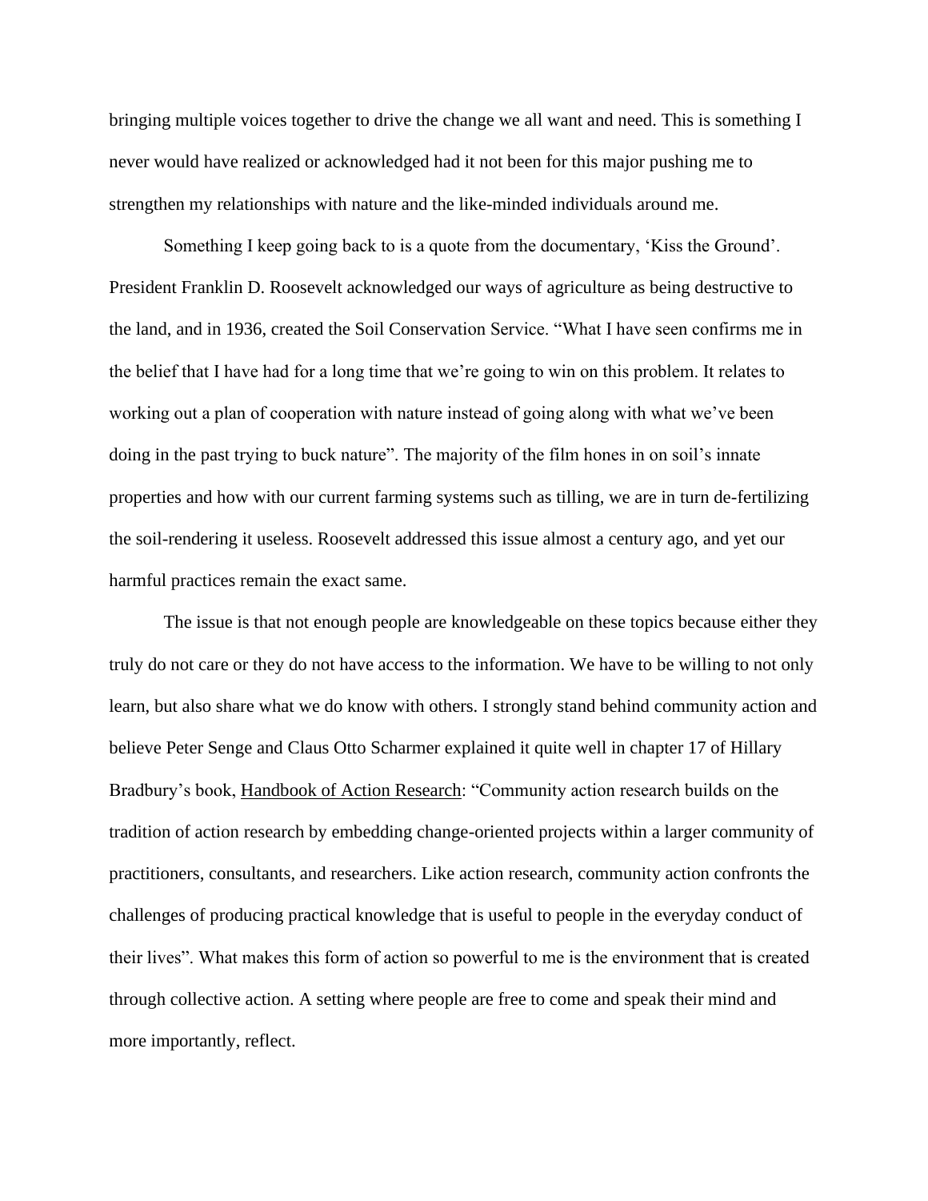bringing multiple voices together to drive the change we all want and need. This is something I never would have realized or acknowledged had it not been for this major pushing me to strengthen my relationships with nature and the like-minded individuals around me.

Something I keep going back to is a quote from the documentary, 'Kiss the Ground'. President Franklin D. Roosevelt acknowledged our ways of agriculture as being destructive to the land, and in 1936, created the Soil Conservation Service. "What I have seen confirms me in the belief that I have had for a long time that we're going to win on this problem. It relates to working out a plan of cooperation with nature instead of going along with what we've been doing in the past trying to buck nature". The majority of the film hones in on soil's innate properties and how with our current farming systems such as tilling, we are in turn de-fertilizing the soil-rendering it useless. Roosevelt addressed this issue almost a century ago, and yet our harmful practices remain the exact same.

The issue is that not enough people are knowledgeable on these topics because either they truly do not care or they do not have access to the information. We have to be willing to not only learn, but also share what we do know with others. I strongly stand behind community action and believe Peter Senge and Claus Otto Scharmer explained it quite well in chapter 17 of Hillary Bradbury's book, <u>Handbook of Action Research</u>: "Community action research builds on the tradition of action research by embedding change-oriented projects within a larger community of practitioners, consultants, and researchers. Like action research, community action confronts the challenges of producing practical knowledge that is useful to people in the everyday conduct of their lives". What makes this form of action so powerful to me is the environment that is created through collective action. A setting where people are free to come and speak their mind and more importantly, reflect.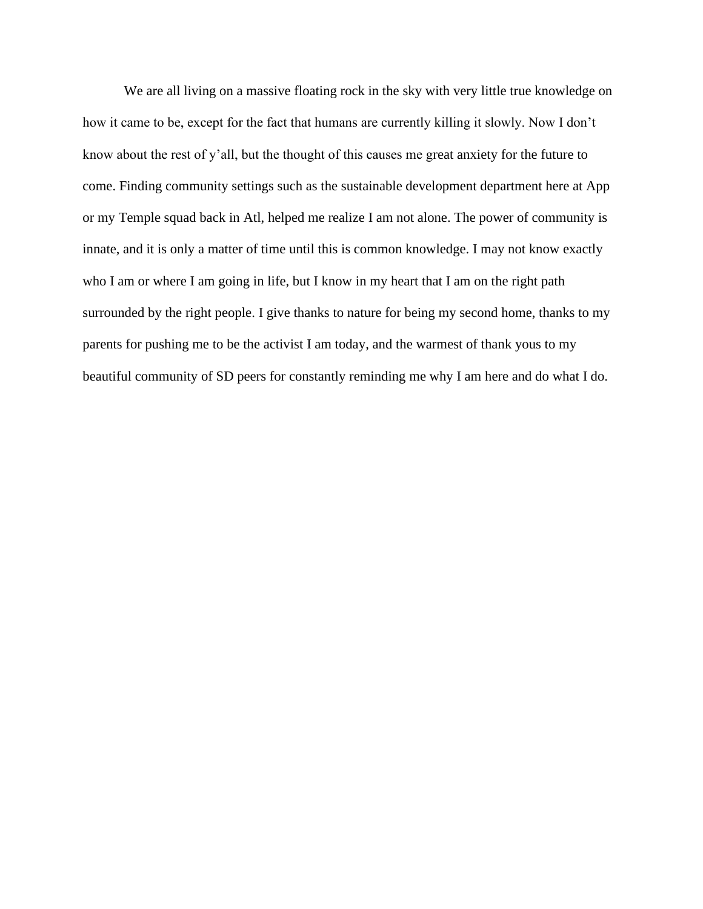We are all living on a massive floating rock in the sky with very little true knowledge on how it came to be, except for the fact that humans are currently killing it slowly. Now I don't know about the rest of y'all, but the thought of this causes me great anxiety for the future to come. Finding community settings such as the sustainable development department here at App or my Temple squad back in Atl, helped me realize I am not alone. The power of community is innate, and it is only a matter of time until this is common knowledge. I may not know exactly who I am or where I am going in life, but I know in my heart that I am on the right path surrounded by the right people. I give thanks to nature for being my second home, thanks to my parents for pushing me to be the activist I am today, and the warmest of thank yous to my beautiful community of SD peers for constantly reminding me why I am here and do what I do.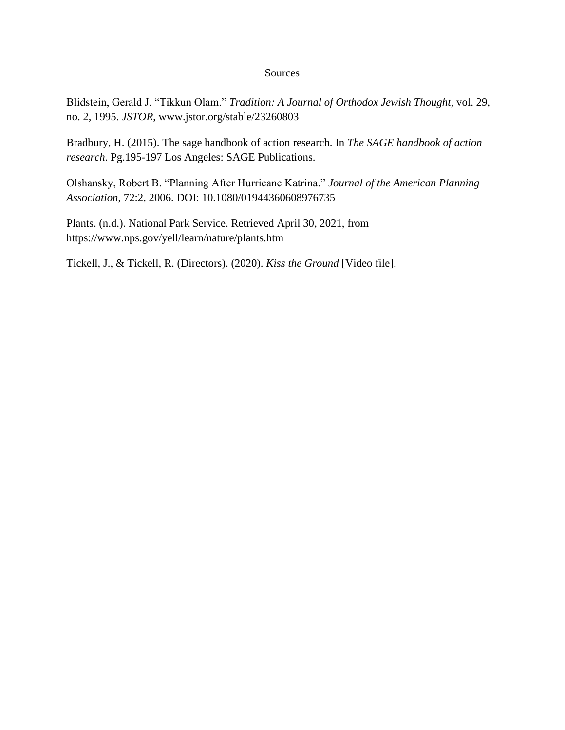# Sources

Blidstein, Gerald J. "Tikkun Olam." *Tradition: A Journal of Orthodox Jewish Thought*, vol. 29, no. 2, 1995. *JSTOR*, www.jstor.org/stable/23260803

Bradbury, H. (2015). The sage handbook of action research. In *The SAGE handbook of action research*. Pg.195-197 Los Angeles: SAGE Publications.

Olshansky, Robert B. "Planning After Hurricane Katrina." *Journal of the American Planning Association*, 72:2, 2006. DOI: 10.1080/01944360608976735

Plants. (n.d.). National Park Service. Retrieved April 30, 2021, from https://www.nps.gov/yell/learn/nature/plants.htm

Tickell, J., & Tickell, R. (Directors). (2020). *Kiss the Ground* [Video file].